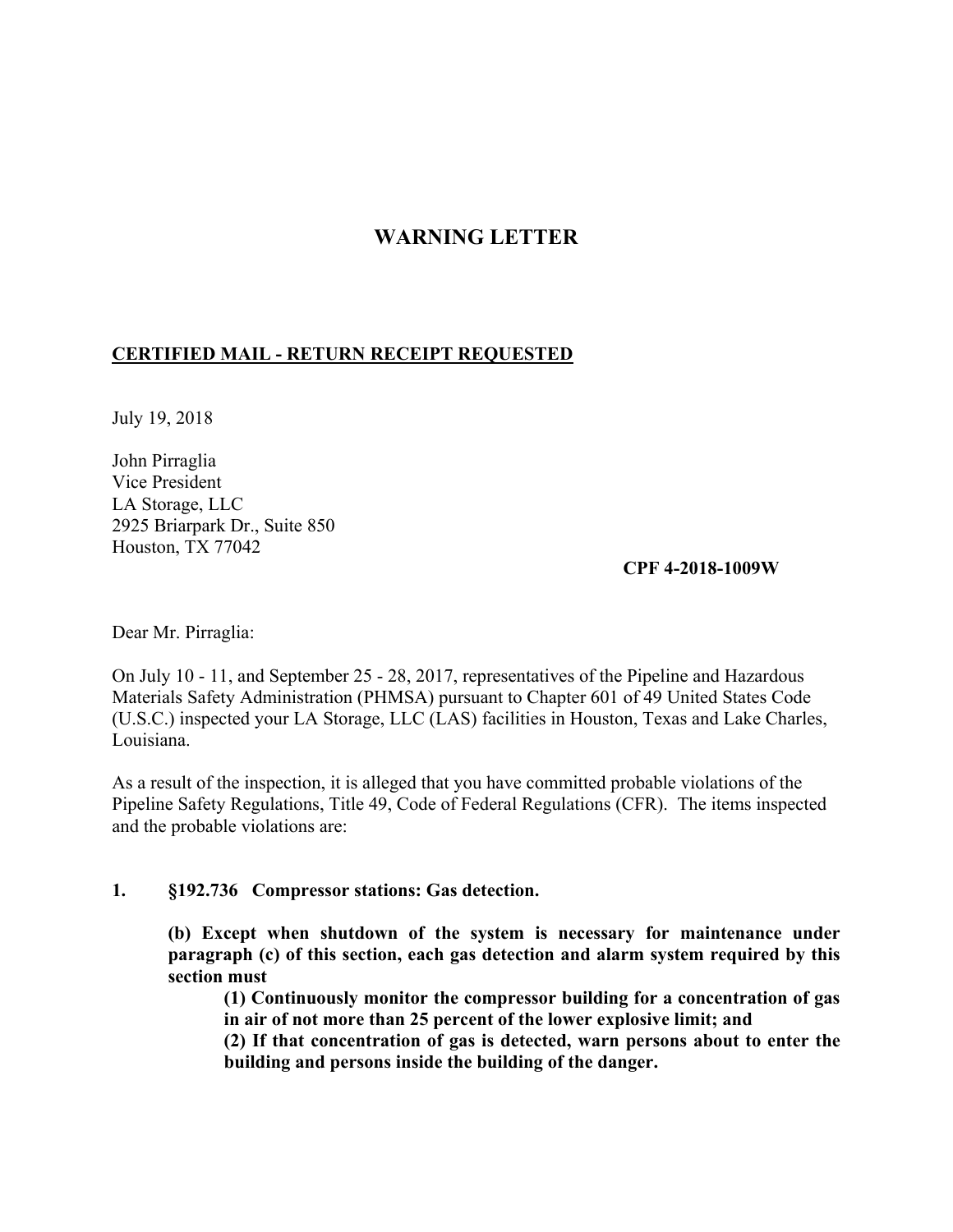# WARNING LETTER

**CERTIFIED MAIL - RETURN RECEIPT REQUESTED**

July 19, 2018

John Pirraglia
Vice President
LA Storage, LLC
2925 Briarpark Dr., Suite 850
Houston, TX 77042

**CPF 4-2018-1009W**

Dear Mr. Pirraglia:

On July 10 - 11, and September 25 - 28, 2017, representatives of the Pipeline and Hazardous Materials Safety Administration (PHMSA) pursuant to Chapter 601 of 49 United States Code (U.S.C.) inspected your LA Storage, LLC (LAS) facilities in Houston, Texas and Lake Charles, Louisiana.

As a result of the inspection, it is alleged that you have committed probable violations of the Pipeline Safety Regulations, Title 49, Code of Federal Regulations (CFR). The items inspected and the probable violations are:

**1. §192.736 Compressor stations: Gas detection.**

**(b) Except when shutdown of the system is necessary for maintenance under paragraph (c) of this section, each gas detection and alarm system required by this section must**

**(1) Continuously monitor the compressor building for a concentration of gas in air of not more than 25 percent of the lower explosive limit; and**

**(2) If that concentration of gas is detected, warn persons about to enter the building and persons inside the building of the danger.**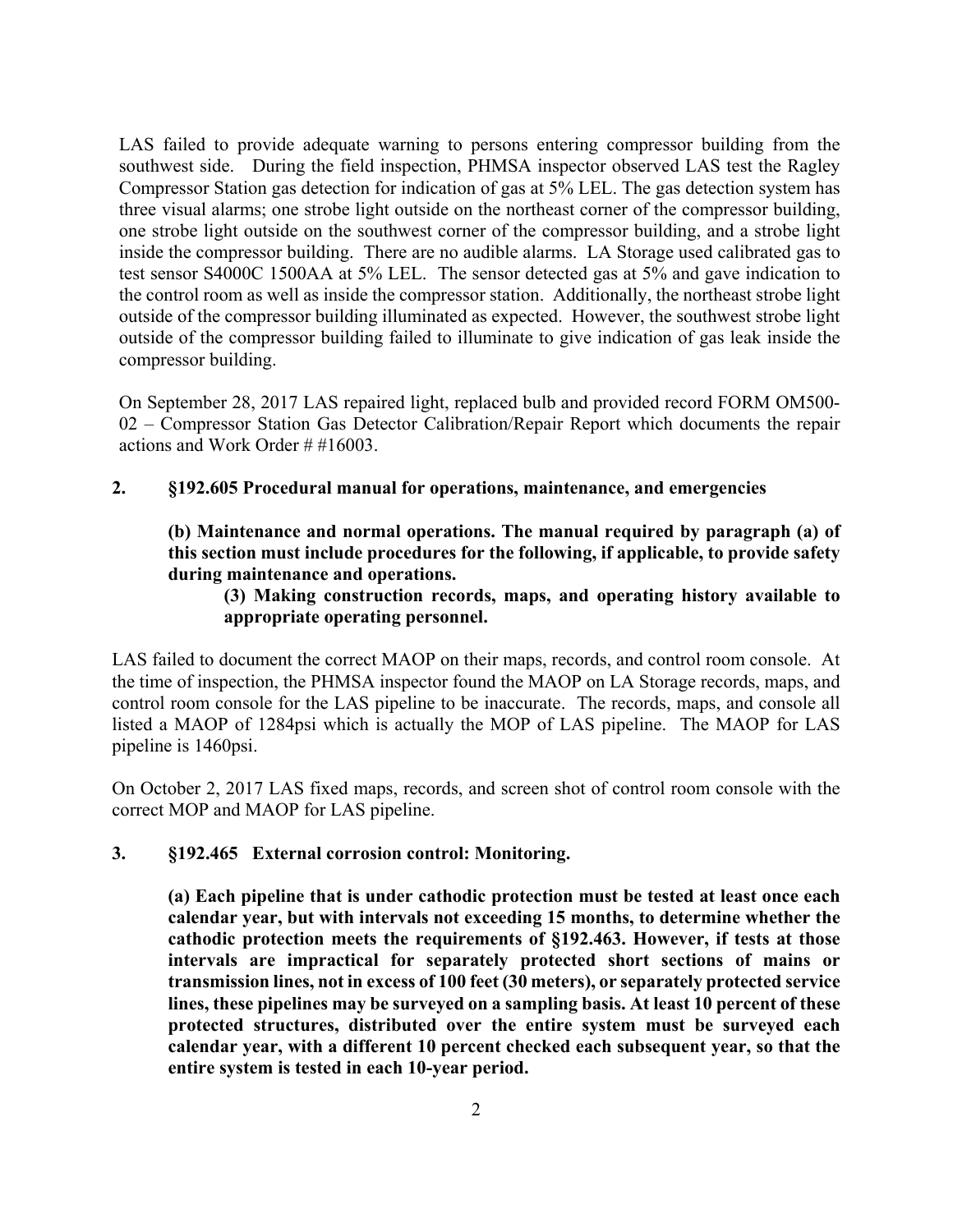LAS failed to provide adequate warning to persons entering compressor building from the southwest side. During the field inspection, PHMSA inspector observed LAS test the Ragley Compressor Station gas detection for indication of gas at 5% LEL. The gas detection system has three visual alarms; one strobe light outside on the northeast corner of the compressor building, one strobe light outside on the southwest corner of the compressor building, and a strobe light inside the compressor building. There are no audible alarms. LA Storage used calibrated gas to test sensor S4000C 1500AA at 5% LEL. The sensor detected gas at 5% and gave indication to the control room as well as inside the compressor station. Additionally, the northeast strobe light outside of the compressor building illuminated as expected. However, the southwest strobe light outside of the compressor building failed to illuminate to give indication of gas leak inside the compressor building.

On September 28, 2017 LAS repaired light, replaced bulb and provided record FORM OM500-02 – Compressor Station Gas Detector Calibration/Repair Report which documents the repair actions and Work Order # #16003.

**2. §192.605 Procedural manual for operations, maintenance, and emergencies**

> **(b) Maintenance and normal operations. The manual required by paragraph (a) of this section must include procedures for the following, if applicable, to provide safety during maintenance and operations.**
>
> > **(3) Making construction records, maps, and operating history available to appropriate operating personnel.**

LAS failed to document the correct MAOP on their maps, records, and control room console. At the time of inspection, the PHMSA inspector found the MAOP on LA Storage records, maps, and control room console for the LAS pipeline to be inaccurate. The records, maps, and console all listed a MAOP of 1284psi which is actually the MOP of LAS pipeline. The MAOP for LAS pipeline is 1460psi.

On October 2, 2017 LAS fixed maps, records, and screen shot of control room console with the correct MOP and MAOP for LAS pipeline.

**3. §192.465 External corrosion control: Monitoring.**

> **(a) Each pipeline that is under cathodic protection must be tested at least once each calendar year, but with intervals not exceeding 15 months, to determine whether the cathodic protection meets the requirements of §192.463. However, if tests at those intervals are impractical for separately protected short sections of mains or transmission lines, not in excess of 100 feet (30 meters), or separately protected service lines, these pipelines may be surveyed on a sampling basis. At least 10 percent of these protected structures, distributed over the entire system must be surveyed each calendar year, with a different 10 percent checked each subsequent year, so that the entire system is tested in each 10-year period.**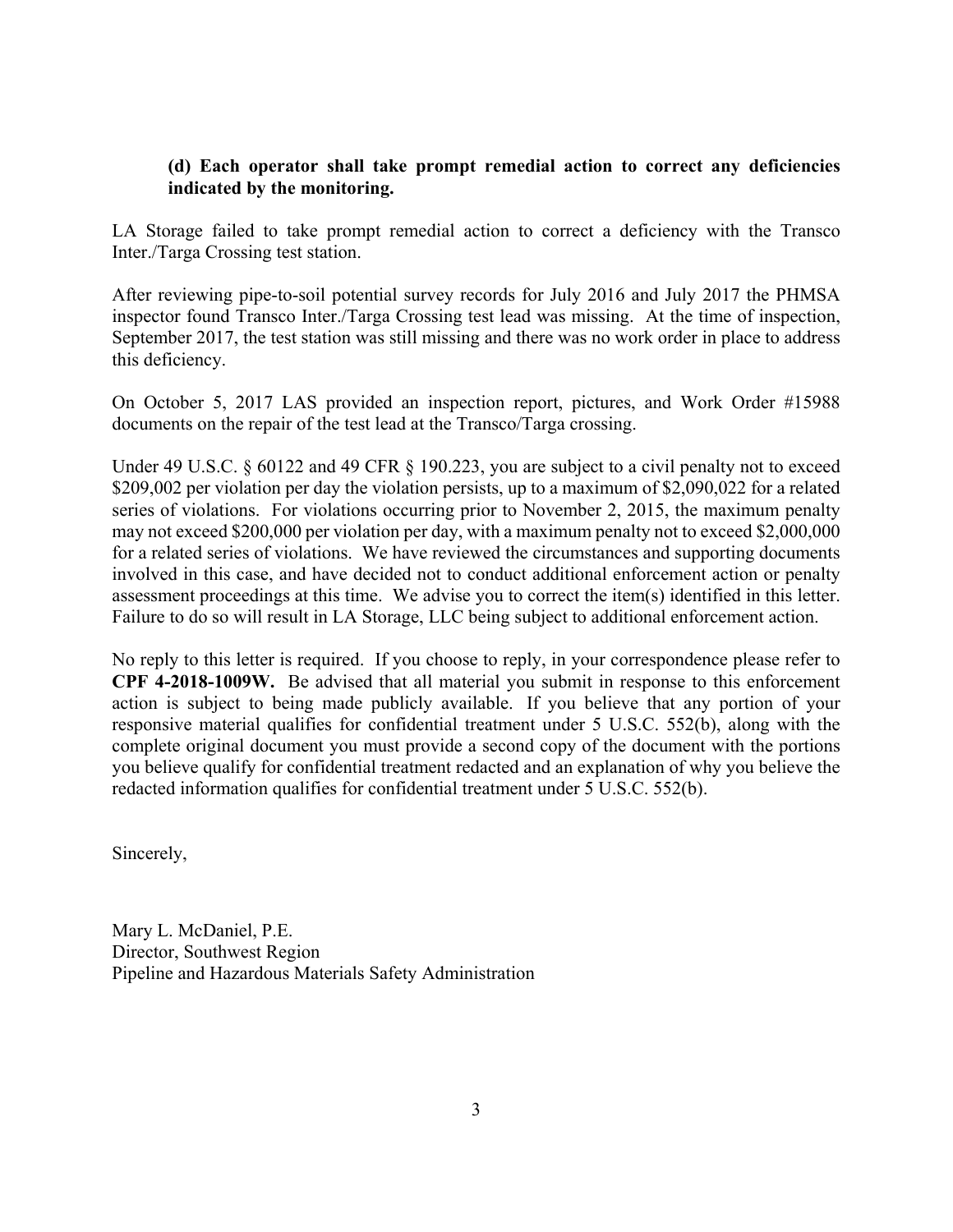**(d) Each operator shall take prompt remedial action to correct any deficiencies indicated by the monitoring.**

LA Storage failed to take prompt remedial action to correct a deficiency with the Transco Inter./Targa Crossing test station.

After reviewing pipe-to-soil potential survey records for July 2016 and July 2017 the PHMSA inspector found Transco Inter./Targa Crossing test lead was missing. At the time of inspection, September 2017, the test station was still missing and there was no work order in place to address this deficiency.

On October 5, 2017 LAS provided an inspection report, pictures, and Work Order #15988 documents on the repair of the test lead at the Transco/Targa crossing.

Under 49 U.S.C. § 60122 and 49 CFR § 190.223, you are subject to a civil penalty not to exceed $209,002 per violation per day the violation persists, up to a maximum of $2,090,022 for a related series of violations. For violations occurring prior to November 2, 2015, the maximum penalty may not exceed $200,000 per violation per day, with a maximum penalty not to exceed $2,000,000 for a related series of violations. We have reviewed the circumstances and supporting documents involved in this case, and have decided not to conduct additional enforcement action or penalty assessment proceedings at this time. We advise you to correct the item(s) identified in this letter. Failure to do so will result in LA Storage, LLC being subject to additional enforcement action.

No reply to this letter is required. If you choose to reply, in your correspondence please refer to **CPF 4-2018-1009W.** Be advised that all material you submit in response to this enforcement action is subject to being made publicly available. If you believe that any portion of your responsive material qualifies for confidential treatment under 5 U.S.C. 552(b), along with the complete original document you must provide a second copy of the document with the portions you believe qualify for confidential treatment redacted and an explanation of why you believe the redacted information qualifies for confidential treatment under 5 U.S.C. 552(b).

Sincerely,

Mary L. McDaniel, P.E.
Director, Southwest Region
Pipeline and Hazardous Materials Safety Administration